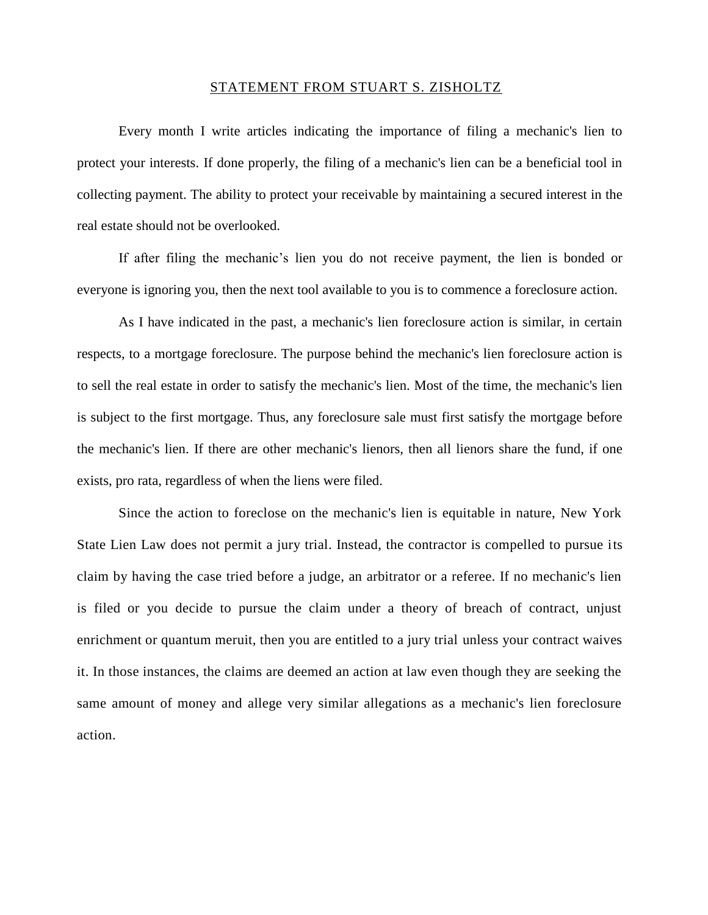# STATEMENT FROM STUART S. ZISHOLTZ

Every month I write articles indicating the importance of filing a mechanic's lien to protect your interests. If done properly, the filing of a mechanic's lien can be a beneficial tool in collecting payment. The ability to protect your receivable by maintaining a secured interest in the real estate should not be overlooked.

If after filing the mechanic's lien you do not receive payment, the lien is bonded or everyone is ignoring you, then the next tool available to you is to commence a foreclosure action.

As I have indicated in the past, a mechanic's lien foreclosure action is similar, in certain respects, to a mortgage foreclosure. The purpose behind the mechanic's lien foreclosure action is to sell the real estate in order to satisfy the mechanic's lien. Most of the time, the mechanic's lien is subject to the first mortgage. Thus, any foreclosure sale must first satisfy the mortgage before the mechanic's lien. If there are other mechanic's lienors, then all lienors share the fund, if one exists, pro rata, regardless of when the liens were filed.

Since the action to foreclose on the mechanic's lien is equitable in nature, New York State Lien Law does not permit a jury trial. Instead, the contractor is compelled to pursue its claim by having the case tried before a judge, an arbitrator or a referee. If no mechanic's lien is filed or you decide to pursue the claim under a theory of breach of contract, unjust enrichment or quantum meruit, then you are entitled to a jury trial unless your contract waives it. In those instances, the claims are deemed an action at law even though they are seeking the same amount of money and allege very similar allegations as a mechanic's lien foreclosure action.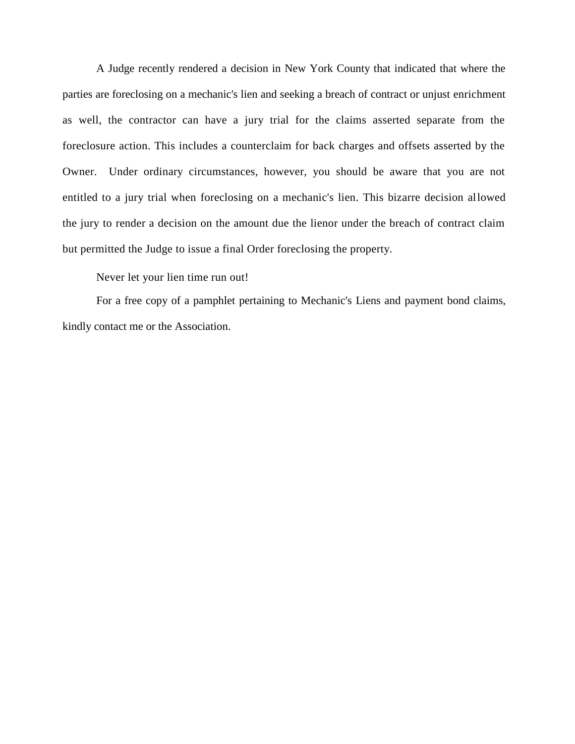A Judge recently rendered a decision in New York County that indicated that where the parties are foreclosing on a mechanic's lien and seeking a breach of contract or unjust enrichment as well, the contractor can have a jury trial for the claims asserted separate from the foreclosure action. This includes a counterclaim for back charges and offsets asserted by the Owner. Under ordinary circumstances, however, you should be aware that you are not entitled to a jury trial when foreclosing on a mechanic's lien. This bizarre decision allowed the jury to render a decision on the amount due the lienor under the breach of contract claim but permitted the Judge to issue a final Order foreclosing the property.

Never let your lien time run out!

For a free copy of a pamphlet pertaining to Mechanic's Liens and payment bond claims, kindly contact me or the Association.